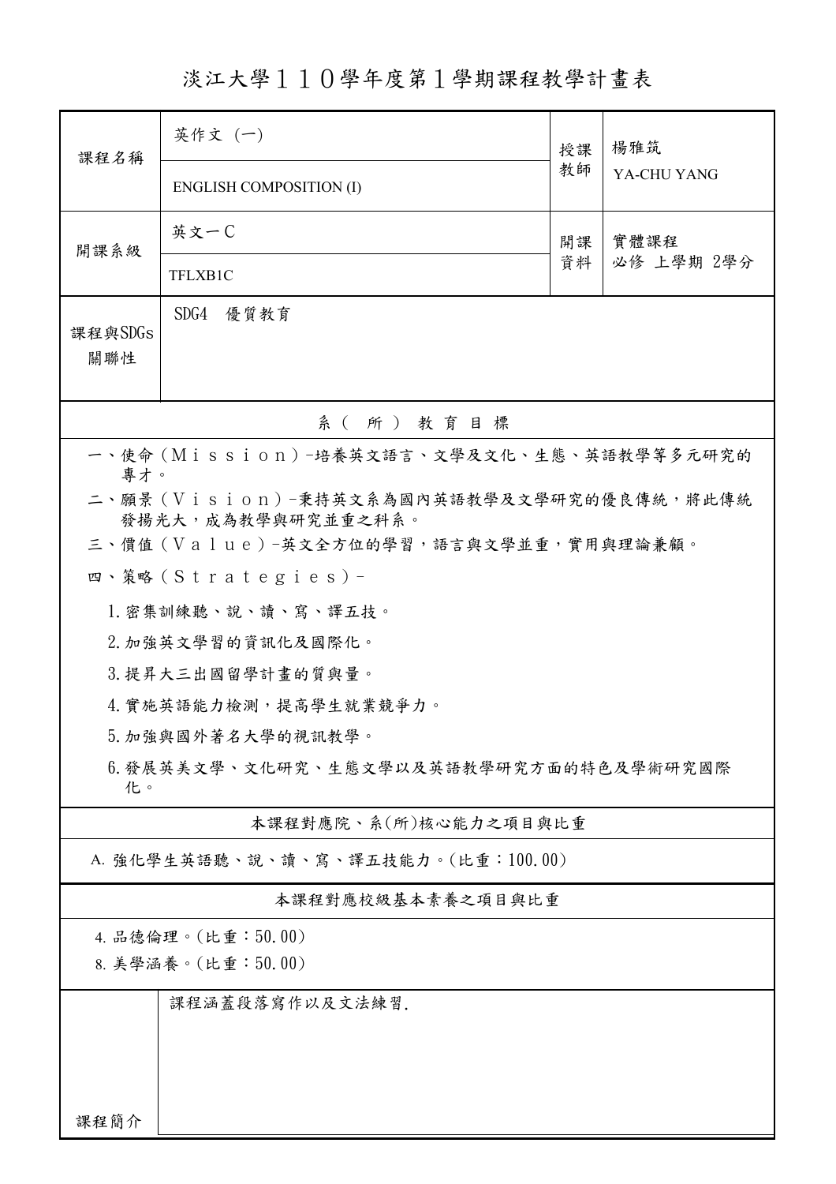# 淡江大學１１０學年度第１學期課程教學計畫表

| 課程名稱 | 英作文（一） | 授課教師 | 楊雅筑 |
|---|---|---|---|
| | ENGLISH COMPOSITION (I) | | YA-CHU YANG |
| 開課系級 | 英文一C | 開課資料 | 實體課程<br>必修 上學期 2學分 |
| | TFLXB1C | | |
| 課程與SDGs關聯性 | SDG4　優質教育 | | |

## 系（所）教育目標

一、使命（Ｍｉｓｓｉｏｎ）-培養英文語言、文學及文化、生態、英語教學等多元研究的專才。

二、願景（Ｖｉｓｉｏｎ）-秉持英文系為國內英語教學及文學研究的優良傳統，將此傳統發揚光大，成為教學與研究並重之科系。

三、價值（Ｖａｌｕｅ）-英文全方位的學習，語言與文學並重，實用與理論兼顧。

四、策略（Ｓｔｒａｔｅｇｉｅｓ）-

1.密集訓練聽、說、讀、寫、譯五技。

2.加強英文學習的資訊化及國際化。

3.提昇大三出國留學計畫的質與量。

4.實施英語能力檢測，提高學生就業競爭力。

5.加強與國外著名大學的視訊教學。

6.發展英美文學、文化研究、生態文學以及英語教學研究方面的特色及學術研究國際化。

## 本課程對應院、系(所)核心能力之項目與比重

A. 強化學生英語聽、說、讀、寫、譯五技能力。(比重：100.00)

## 本課程對應校級基本素養之項目與比重

4. 品德倫理。(比重：50.00)

8. 美學涵養。(比重：50.00)

| 課程簡介 | 課程涵蓋段落寫作以及文法練習. |
|---|---|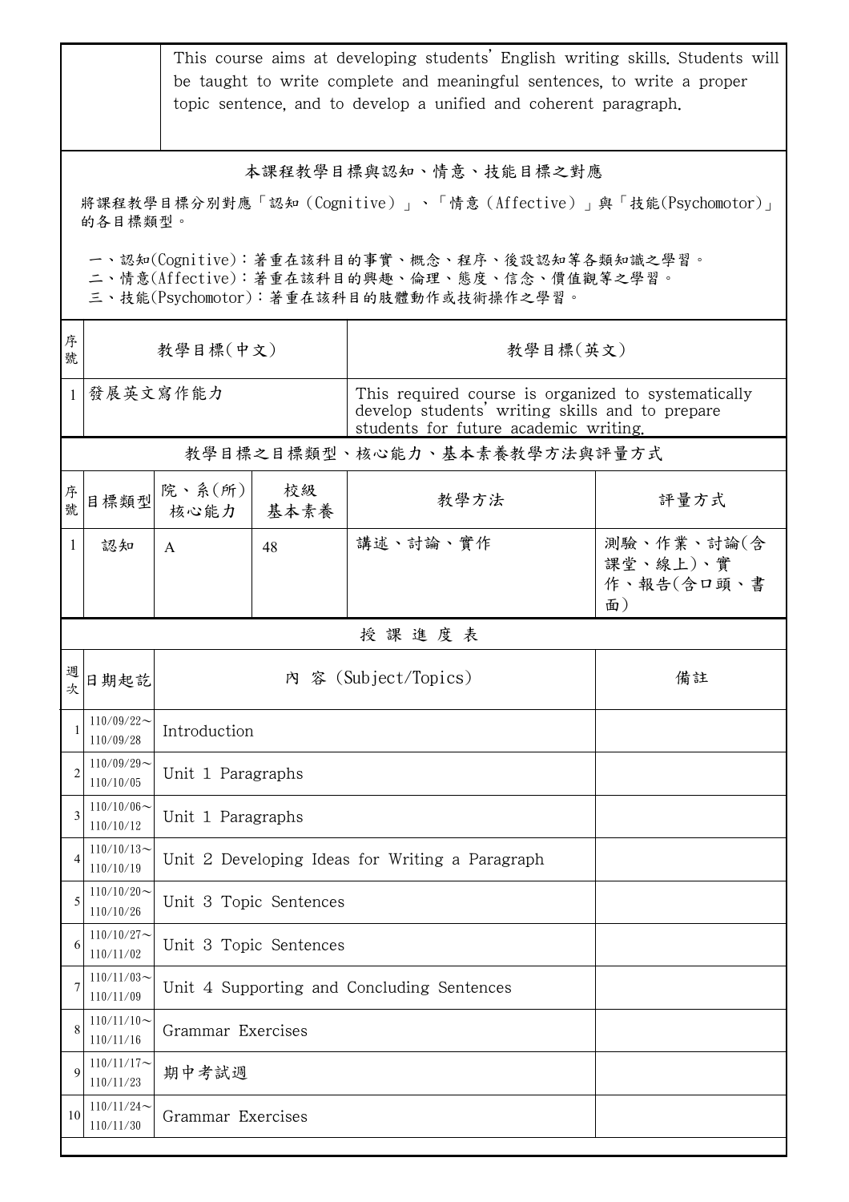| | This course aims at developing students' English writing skills. Students will be taught to write complete and meaningful sentences, to write a proper topic sentence, and to develop a unified and coherent paragraph. |
|---|---|

## 本課程教學目標與認知、情意、技能目標之對應

將課程教學目標分別對應「認知（Cognitive）」、「情意（Affective）」與「技能(Psychomotor)」的各目標類型。

一、認知(Cognitive)：著重在該科目的事實、概念、程序、後設認知等各類知識之學習。
二、情意(Affective)：著重在該科目的興趣、倫理、態度、信念、價值觀等之學習。
三、技能(Psychomotor)：著重在該科目的肢體動作或技術操作之學習。

| 序號 | 教學目標(中文) | 教學目標(英文) |
|---|---|---|
| 1 | 發展英文寫作能力 | This required course is organized to systematically develop students' writing skills and to prepare students for future academic writing. |

## 教學目標之目標類型、核心能力、基本素養教學方法與評量方式

| 序號 | 目標類型 | 院、系(所)核心能力 | 校級基本素養 | 教學方法 | 評量方式 |
|---|---|---|---|---|---|
| 1 | 認知 | A | 48 | 講述、討論、實作 | 測驗、作業、討論(含課堂、線上)、實作、報告(含口頭、書面) |

## 授 課 進 度 表

| 週次 | 日期起訖 | 內 容 (Subject/Topics) | 備註 |
|---|---|---|---|
| 1 | 110/09/22～110/09/28 | Introduction | |
| 2 | 110/09/29～110/10/05 | Unit 1 Paragraphs | |
| 3 | 110/10/06～110/10/12 | Unit 1 Paragraphs | |
| 4 | 110/10/13～110/10/19 | Unit 2 Developing Ideas for Writing a Paragraph | |
| 5 | 110/10/20～110/10/26 | Unit 3 Topic Sentences | |
| 6 | 110/10/27～110/11/02 | Unit 3 Topic Sentences | |
| 7 | 110/11/03～110/11/09 | Unit 4 Supporting and Concluding Sentences | |
| 8 | 110/11/10～110/11/16 | Grammar Exercises | |
| 9 | 110/11/17～110/11/23 | 期中考試週 | |
| 10 | 110/11/24～110/11/30 | Grammar Exercises | |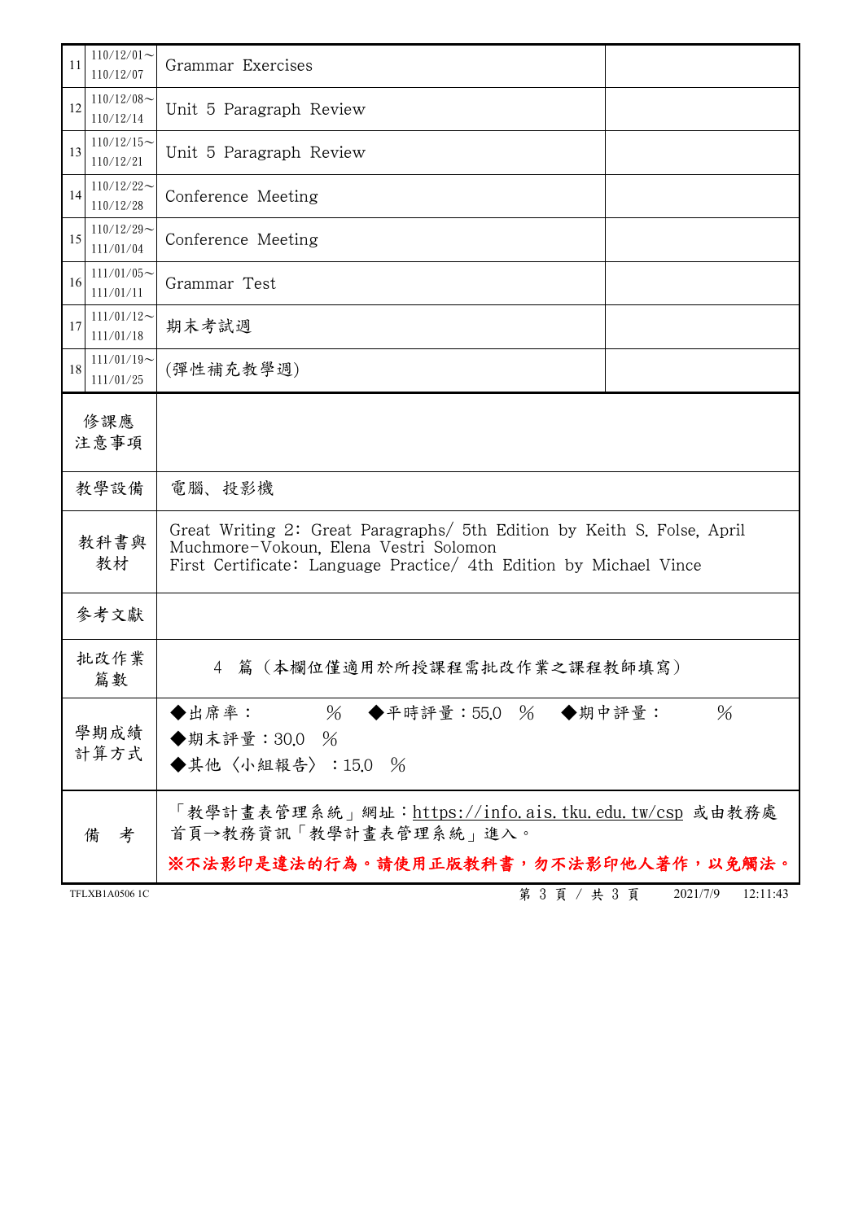| | | | |
|---|---|---|---|
| 11 | 110/12/01～<br>110/12/07 | Grammar Exercises | |
| 12 | 110/12/08～<br>110/12/14 | Unit 5 Paragraph Review | |
| 13 | 110/12/15～<br>110/12/21 | Unit 5 Paragraph Review | |
| 14 | 110/12/22～<br>110/12/28 | Conference Meeting | |
| 15 | 110/12/29～<br>111/01/04 | Conference Meeting | |
| 16 | 111/01/05～<br>111/01/11 | Grammar Test | |
| 17 | 111/01/12～<br>111/01/18 | 期末考試週 | |
| 18 | 111/01/19～<br>111/01/25 | (彈性補充教學週) | |

| | |
|---|---|
| 修課應<br>注意事項 | |
| 教學設備 | 電腦、投影機 |
| 教科書與<br>教材 | Great Writing 2: Great Paragraphs/ 5th Edition by Keith S. Folse, April Muchmore-Vokoun, Elena Vestri Solomon<br>First Certificate: Language Practice/ 4th Edition by Michael Vince |
| 參考文獻 | |
| 批改作業<br>篇數 | 4 篇（本欄位僅適用於所授課程需批改作業之課程教師填寫） |
| 學期成績<br>計算方式 | ◆出席率： ％ ◆平時評量：55.0 ％ ◆期中評量： ％<br>◆期末評量：30.0 ％<br>◆其他〈小組報告〉：15.0 ％ |
| 備 考 | 「教學計畫表管理系統」網址：https://info.ais.tku.edu.tw/csp 或由教務處首頁→教務資訊「教學計畫表管理系統」進入。<br>**※不法影印是違法的行為。請使用正版教科書，勿不法影印他人著作，以免觸法。** |

TFLXB1A0506 1C 2021/7/9 12:11:43